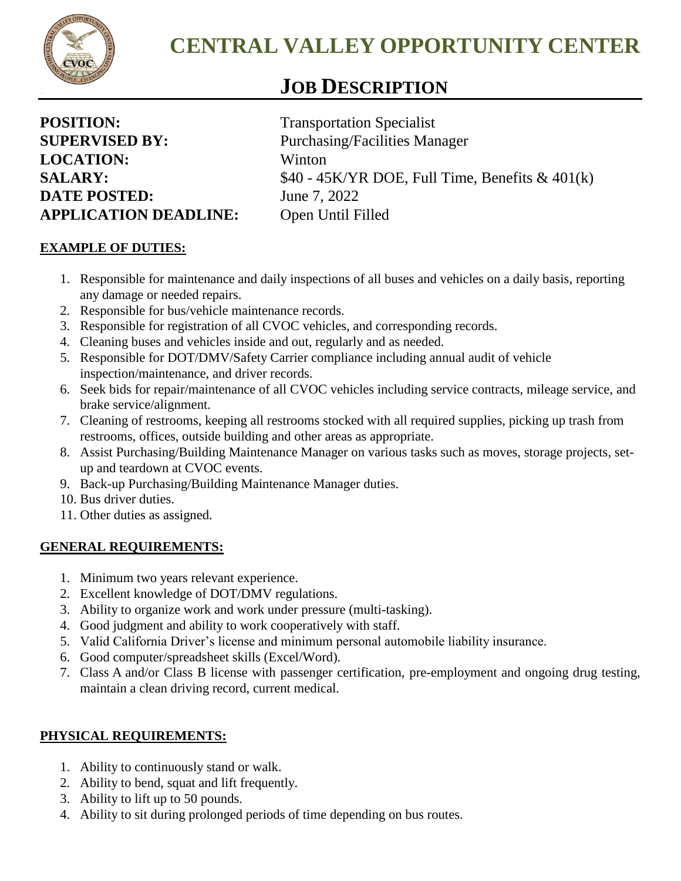# CENTRAL VALLEY OPPORTUNITY CENTER

## JOB DESCRIPTION

**POSITION:** Transportation Specialist
**SUPERVISED BY:** Purchasing/Facilities Manager
**LOCATION:** Winton
**SALARY:** $40 - 45K/YR DOE, Full Time, Benefits & 401(k)
**DATE POSTED:** June 7, 2022
**APPLICATION DEADLINE:** Open Until Filled

### EXAMPLE OF DUTIES:

1. Responsible for maintenance and daily inspections of all buses and vehicles on a daily basis, reporting any damage or needed repairs.
2. Responsible for bus/vehicle maintenance records.
3. Responsible for registration of all CVOC vehicles, and corresponding records.
4. Cleaning buses and vehicles inside and out, regularly and as needed.
5. Responsible for DOT/DMV/Safety Carrier compliance including annual audit of vehicle inspection/maintenance, and driver records.
6. Seek bids for repair/maintenance of all CVOC vehicles including service contracts, mileage service, and brake service/alignment.
7. Cleaning of restrooms, keeping all restrooms stocked with all required supplies, picking up trash from restrooms, offices, outside building and other areas as appropriate.
8. Assist Purchasing/Building Maintenance Manager on various tasks such as moves, storage projects, set-up and teardown at CVOC events.
9. Back-up Purchasing/Building Maintenance Manager duties.
10. Bus driver duties.
11. Other duties as assigned.

### GENERAL REQUIREMENTS:

1. Minimum two years relevant experience.
2. Excellent knowledge of DOT/DMV regulations.
3. Ability to organize work and work under pressure (multi-tasking).
4. Good judgment and ability to work cooperatively with staff.
5. Valid California Driver's license and minimum personal automobile liability insurance.
6. Good computer/spreadsheet skills (Excel/Word).
7. Class A and/or Class B license with passenger certification, pre-employment and ongoing drug testing, maintain a clean driving record, current medical.

### PHYSICAL REQUIREMENTS:

1. Ability to continuously stand or walk.
2. Ability to bend, squat and lift frequently.
3. Ability to lift up to 50 pounds.
4. Ability to sit during prolonged periods of time depending on bus routes.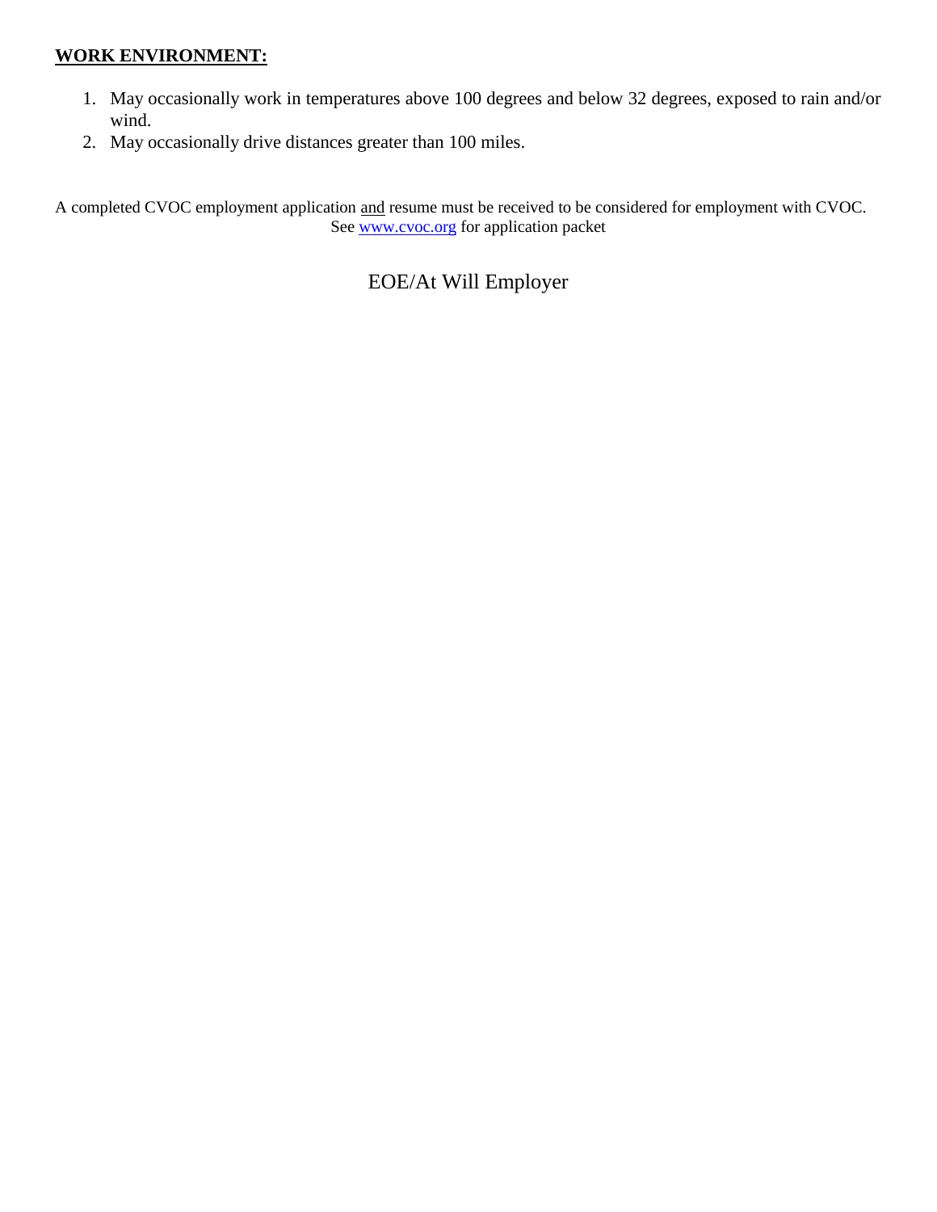**WORK ENVIRONMENT:**

1. May occasionally work in temperatures above 100 degrees and below 32 degrees, exposed to rain and/or wind.
2. May occasionally drive distances greater than 100 miles.

A completed CVOC employment application and resume must be received to be considered for employment with CVOC. See www.cvoc.org for application packet

EOE/At Will Employer